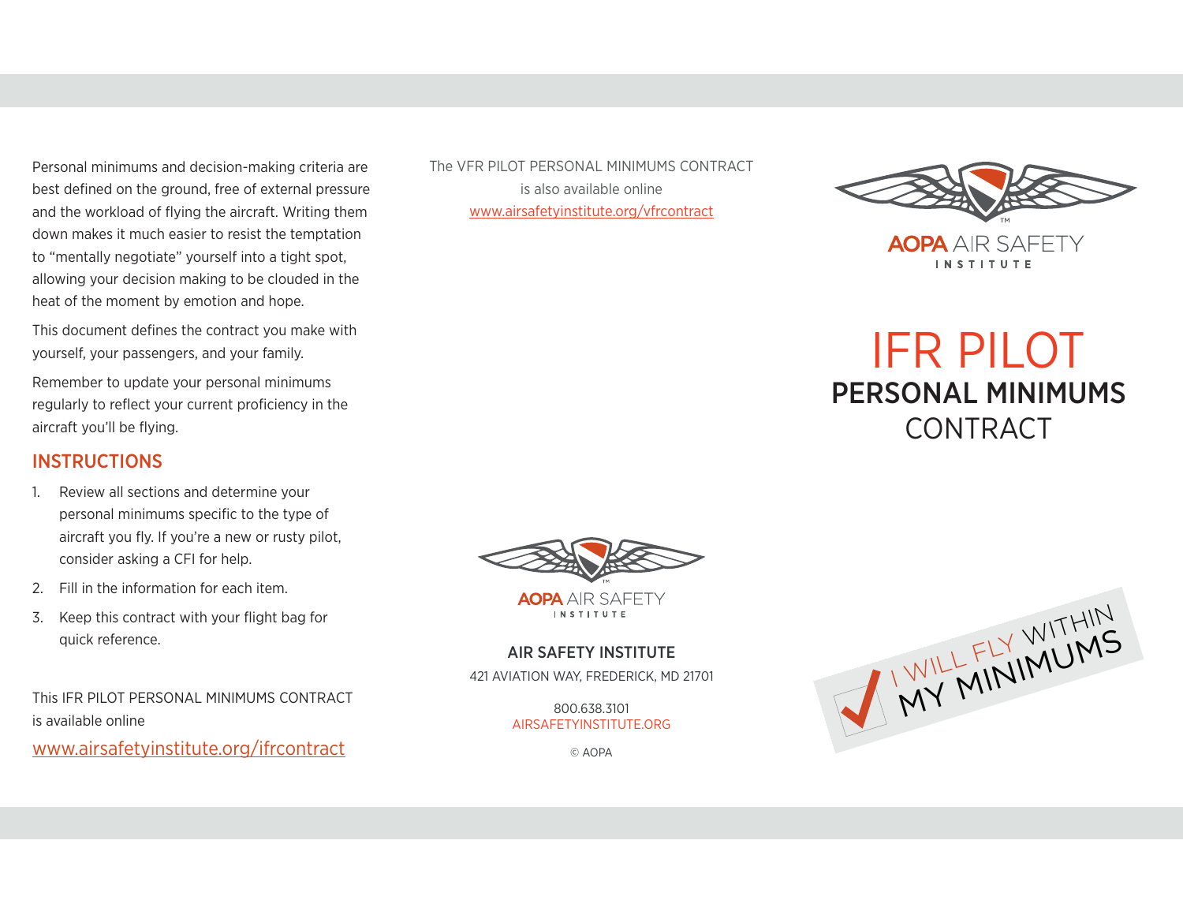Personal minimums and decision-making criteria are best defined on the ground, free of external pressure and the workload of flying the aircraft. Writing them down makes it much easier to resist the temptation to "mentally negotiate" yourself into a tight spot, allowing your decision making to be clouded in the heat of the moment by emotion and hope.

This document defines the contract you make with yourself, your passengers, and your family.

Remember to update your personal minimums regularly to reflect your current proficiency in the aircraft you'll be flying.

## INSTRUCTIONS

1. Review all sections and determine your personal minimums specific to the type of aircraft you fly. If you're a new or rusty pilot, consider asking a CFI for help.
2. Fill in the information for each item.
3. Keep this contract with your flight bag for quick reference.

This IFR PILOT PERSONAL MINIMUMS CONTRACT is available online

www.airsafetyinstitute.org/ifrcontract

The VFR PILOT PERSONAL MINIMUMS CONTRACT is also available online

www.airsafetyinstitute.org/vfrcontract

AOPA AIR SAFETY INSTITUTE

**AIR SAFETY INSTITUTE**

421 AVIATION WAY, FREDERICK, MD 21701

800.638.3101

AIRSAFETYINSTITUTE.ORG

© AOPA

AOPA AIR SAFETY INSTITUTE

# IFR PILOT PERSONAL MINIMUMS CONTRACT

I WILL FLY WITHIN MY MINIMUMS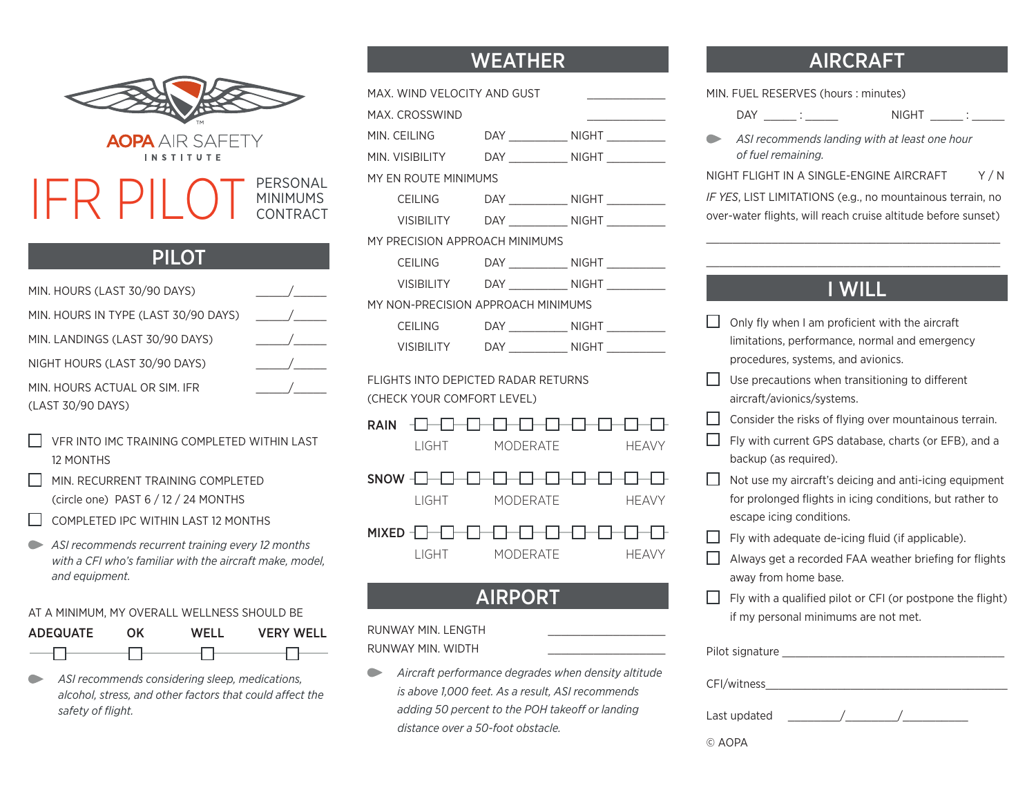AOPA AIR SAFETY INSTITUTE

# IFR PILOT PERSONAL MINIMUMS CONTRACT

## PILOT

MIN. HOURS (LAST 30/90 DAYS) _____/_____

MIN. HOURS IN TYPE (LAST 30/90 DAYS) _____/_____

MIN. LANDINGS (LAST 30/90 DAYS) _____/_____

NIGHT HOURS (LAST 30/90 DAYS) _____/_____

MIN. HOURS ACTUAL OR SIM. IFR (LAST 30/90 DAYS) _____/_____

- ☐ VFR INTO IMC TRAINING COMPLETED WITHIN LAST 12 MONTHS
- ☐ MIN. RECURRENT TRAINING COMPLETED (circle one) PAST 6 / 12 / 24 MONTHS
- ☐ COMPLETED IPC WITHIN LAST 12 MONTHS

*ASI recommends recurrent training every 12 months with a CFI who's familiar with the aircraft make, model, and equipment.*

AT A MINIMUM, MY OVERALL WELLNESS SHOULD BE

**ADEQUATE** ☐ **OK** ☐ **WELL** ☐ **VERY WELL** ☐

*ASI recommends considering sleep, medications, alcohol, stress, and other factors that could affect the safety of flight.*

## WEATHER

MAX. WIND VELOCITY AND GUST __________

MAX. CROSSWIND __________

MIN. CEILING DAY ________ NIGHT ________

MIN. VISIBILITY DAY ________ NIGHT ________

MY EN ROUTE MINIMUMS

- CEILING DAY ________ NIGHT ________
- VISIBILITY DAY ________ NIGHT ________

MY PRECISION APPROACH MINIMUMS

- CEILING DAY ________ NIGHT ________
- VISIBILITY DAY ________ NIGHT ________

MY NON-PRECISION APPROACH MINIMUMS

- CEILING DAY ________ NIGHT ________
- VISIBILITY DAY ________ NIGHT ________

FLIGHTS INTO DEPICTED RADAR RETURNS (CHECK YOUR COMFORT LEVEL)

**RAIN** ☐ ☐ ☐ ☐ ☐ ☐ ☐ ☐ ☐ ☐
LIGHT MODERATE HEAVY

**SNOW** ☐ ☐ ☐ ☐ ☐ ☐ ☐ ☐ ☐ ☐
LIGHT MODERATE HEAVY

**MIXED** ☐ ☐ ☐ ☐ ☐ ☐ ☐ ☐ ☐ ☐
LIGHT MODERATE HEAVY

## AIRPORT

RUNWAY MIN. LENGTH __________

RUNWAY MIN. WIDTH __________

*Aircraft performance degrades when density altitude is above 1,000 feet. As a result, ASI recommends adding 50 percent to the POH takeoff or landing distance over a 50-foot obstacle.*

## AIRCRAFT

MIN. FUEL RESERVES (hours : minutes)

DAY _____ : _____ NIGHT _____ : _____

*ASI recommends landing with at least one hour of fuel remaining.*

NIGHT FLIGHT IN A SINGLE-ENGINE AIRCRAFT Y / N

*IF YES*, LIST LIMITATIONS (e.g., no mountainous terrain, no over-water flights, will reach cruise altitude before sunset)

______________________________________

______________________________________

## I WILL

- ☐ Only fly when I am proficient with the aircraft limitations, performance, normal and emergency procedures, systems, and avionics.
- ☐ Use precautions when transitioning to different aircraft/avionics/systems.
- ☐ Consider the risks of flying over mountainous terrain.
- ☐ Fly with current GPS database, charts (or EFB), and a backup (as required).
- ☐ Not use my aircraft's deicing and anti-icing equipment for prolonged flights in icing conditions, but rather to escape icing conditions.
- ☐ Fly with adequate de-icing fluid (if applicable).
- ☐ Always get a recorded FAA weather briefing for flights away from home base.
- ☐ Fly with a qualified pilot or CFI (or postpone the flight) if my personal minimums are not met.

Pilot signature ______________________________

CFI/witness______________________________

Last updated ________/________/__________

© AOPA